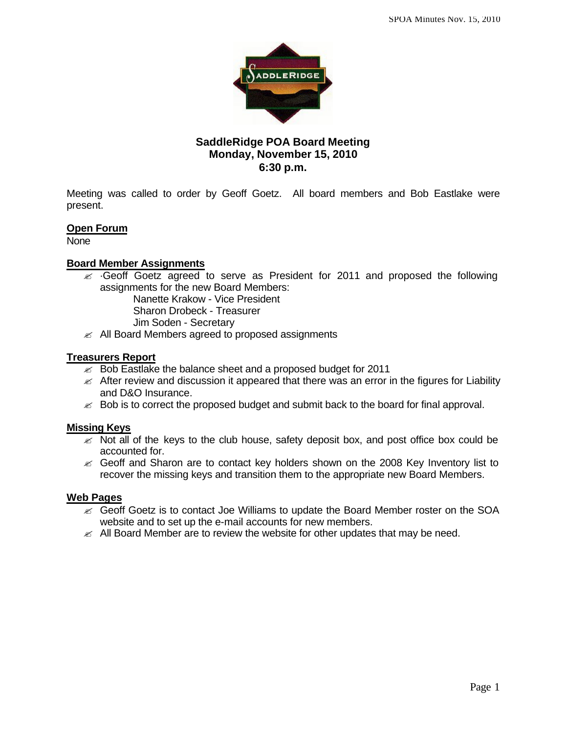# SaddleRidge POA Board Meeting
## Monday, November 15, 2010
## 6:30 p.m.

Meeting was called to order by Geoff Goetz. All board members and Bob Eastlake were present.

**Open Forum**

None

**Board Member Assignments**

- ·Geoff Goetz agreed to serve as President for 2011 and proposed the following assignments for the new Board Members:
  - Nanette Krakow - Vice President
  - Sharon Drobeck - Treasurer
  - Jim Soden - Secretary
- All Board Members agreed to proposed assignments

**Treasurers Report**

- Bob Eastlake the balance sheet and a proposed budget for 2011
- After review and discussion it appeared that there was an error in the figures for Liability and D&O Insurance.
- Bob is to correct the proposed budget and submit back to the board for final approval.

**Missing Keys**

- Not all of the keys to the club house, safety deposit box, and post office box could be accounted for.
- Geoff and Sharon are to contact key holders shown on the 2008 Key Inventory list to recover the missing keys and transition them to the appropriate new Board Members.

**Web Pages**

- Geoff Goetz is to contact Joe Williams to update the Board Member roster on the SOA website and to set up the e-mail accounts for new members.
- All Board Member are to review the website for other updates that may be need.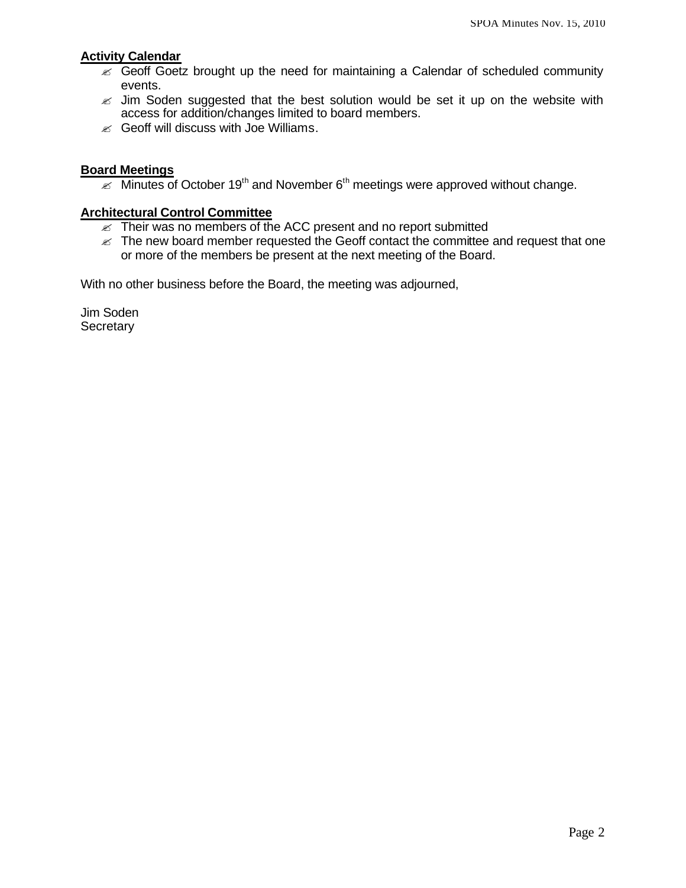**Activity Calendar**

- Geoff Goetz brought up the need for maintaining a Calendar of scheduled community events.
- Jim Soden suggested that the best solution would be set it up on the website with access for addition/changes limited to board members.
- Geoff will discuss with Joe Williams.

**Board Meetings**

- Minutes of October 19th and November 6th meetings were approved without change.

**Architectural Control Committee**

- Their was no members of the ACC present and no report submitted
- The new board member requested the Geoff contact the committee and request that one or more of the members be present at the next meeting of the Board.

With no other business before the Board, the meeting was adjourned,

Jim Soden
Secretary